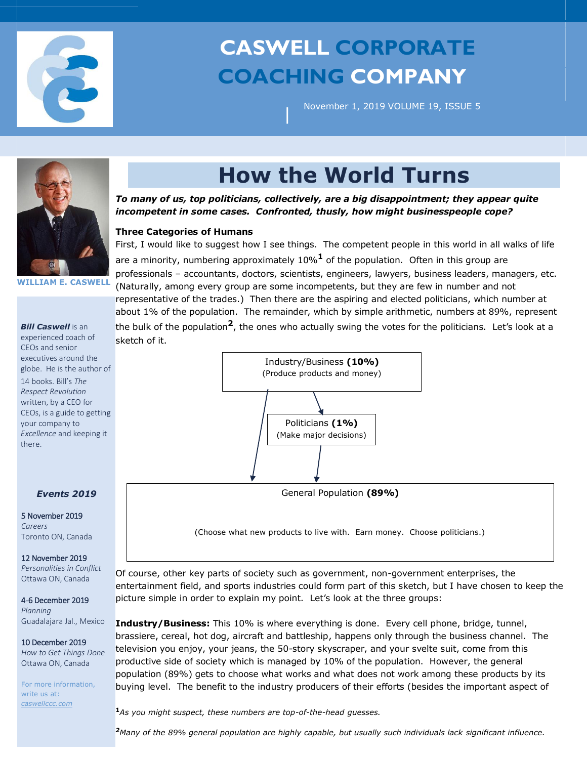# CASWELL CORPORATE COACHING COMPANY

November 1, 2019 VOLUME 19, ISSUE 5

WILLIAM E. CASWELL

***Bill Caswell*** is an experienced coach of CEOs and senior executives around the globe. He is the author of 14 books. Bill's *The Respect Revolution* written, by a CEO for CEOs, is a guide to getting your company to *Excellence* and keeping it there.

### *Events 2019*

5 November 2019
*Careers*
Toronto ON, Canada

12 November 2019
*Personalities in Conflict*
Ottawa ON, Canada

4-6 December 2019
*Planning*
Guadalajara Jal., Mexico

10 December 2019
*How to Get Things Done*
Ottawa ON, Canada

For more information, write us at:
*caswellccc.com*

# How the World Turns

***To many of us, top politicians, collectively, are a big disappointment; they appear quite incompetent in some cases. Confronted, thusly, how might businesspeople cope?***

**Three Categories of Humans**

First, I would like to suggest how I see things. The competent people in this world in all walks of life are a minority, numbering approximately 10%[1] of the population. Often in this group are professionals – accountants, doctors, scientists, engineers, lawyers, business leaders, managers, etc. (Naturally, among every group are some incompetents, but they are few in number and not representative of the trades.) Then there are the aspiring and elected politicians, which number at about 1% of the population. The remainder, which by simple arithmetic, numbers at 89%, represent the bulk of the population[2], the ones who actually swing the votes for the politicians. Let's look at a sketch of it.

Industry/Business **(10%)**
(Produce products and money)

Politicians **(1%)**
(Make major decisions)

General Population **(89%)**
(Choose what new products to live with. Earn money. Choose politicians.)

Of course, other key parts of society such as government, non-government enterprises, the entertainment field, and sports industries could form part of this sketch, but I have chosen to keep the picture simple in order to explain my point. Let's look at the three groups:

**Industry/Business:** This 10% is where everything is done. Every cell phone, bridge, tunnel, brassiere, cereal, hot dog, aircraft and battleship, happens only through the business channel. The television you enjoy, your jeans, the 50-story skyscraper, and your svelte suit, come from this productive side of society which is managed by 10% of the population. However, the general population (89%) gets to choose what works and what does not work among these products by its buying level. The benefit to the industry producers of their efforts (besides the important aspect of

[1] *As you might suspect, these numbers are top-of-the-head guesses.*

[2] *Many of the 89% general population are highly capable, but usually such individuals lack significant influence.*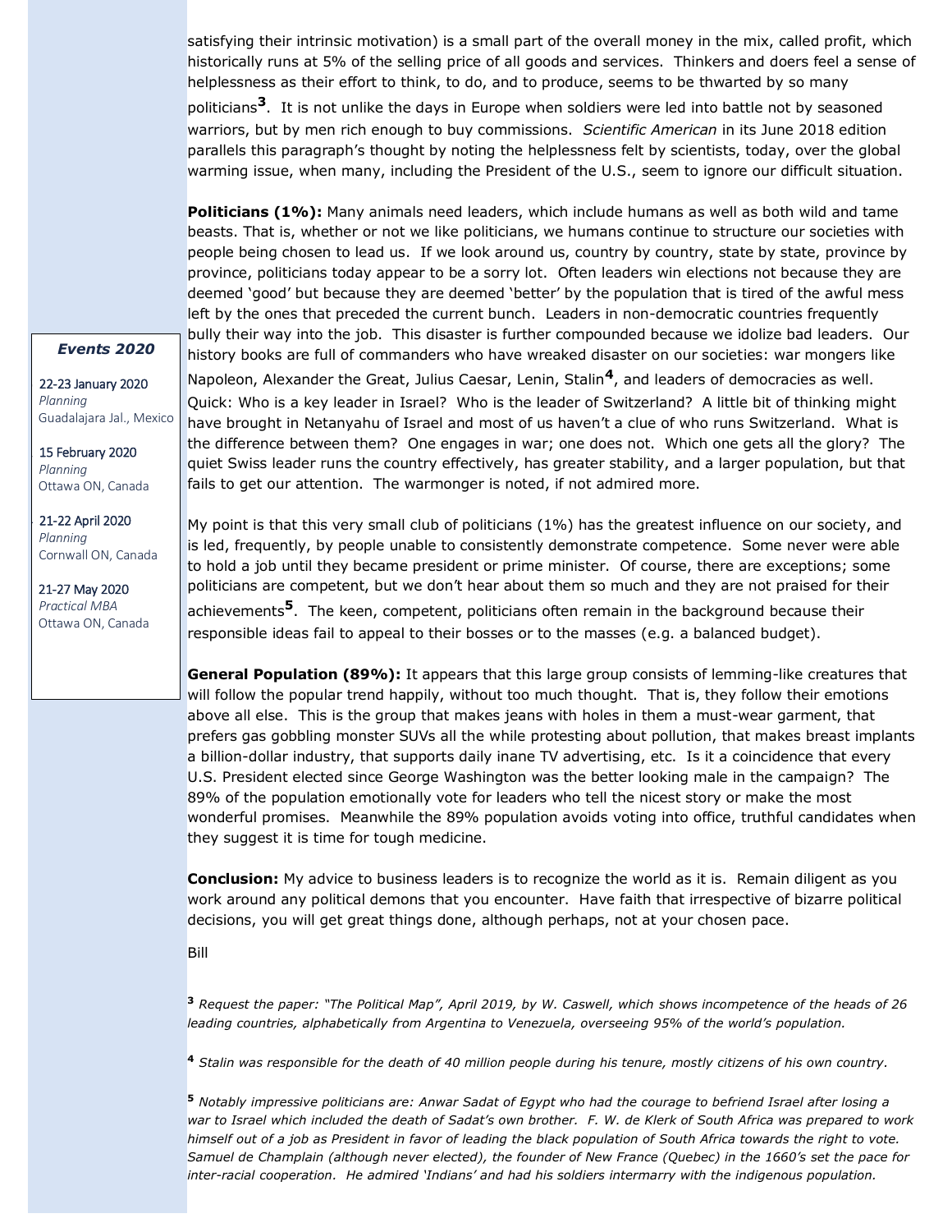satisfying their intrinsic motivation) is a small part of the overall money in the mix, called profit, which historically runs at 5% of the selling price of all goods and services. Thinkers and doers feel a sense of helplessness as their effort to think, to do, and to produce, seems to be thwarted by so many politicians[3]. It is not unlike the days in Europe when soldiers were led into battle not by seasoned warriors, but by men rich enough to buy commissions. *Scientific American* in its June 2018 edition parallels this paragraph's thought by noting the helplessness felt by scientists, today, over the global warming issue, when many, including the President of the U.S., seem to ignore our difficult situation.

**Politicians (1%):** Many animals need leaders, which include humans as well as both wild and tame beasts. That is, whether or not we like politicians, we humans continue to structure our societies with people being chosen to lead us. If we look around us, country by country, state by state, province by province, politicians today appear to be a sorry lot. Often leaders win elections not because they are deemed 'good' but because they are deemed 'better' by the population that is tired of the awful mess left by the ones that preceded the current bunch. Leaders in non-democratic countries frequently bully their way into the job. This disaster is further compounded because we idolize bad leaders. Our history books are full of commanders who have wreaked disaster on our societies: war mongers like Napoleon, Alexander the Great, Julius Caesar, Lenin, Stalin[4], and leaders of democracies as well. Quick: Who is a key leader in Israel? Who is the leader of Switzerland? A little bit of thinking might have brought in Netanyahu of Israel and most of us haven't a clue of who runs Switzerland. What is the difference between them? One engages in war; one does not. Which one gets all the glory? The quiet Swiss leader runs the country effectively, has greater stability, and a larger population, but that fails to get our attention. The warmonger is noted, if not admired more.

My point is that this very small club of politicians (1%) has the greatest influence on our society, and is led, frequently, by people unable to consistently demonstrate competence. Some never were able to hold a job until they became president or prime minister. Of course, there are exceptions; some politicians are competent, but we don't hear about them so much and they are not praised for their achievements[5]. The keen, competent, politicians often remain in the background because their responsible ideas fail to appeal to their bosses or to the masses (e.g. a balanced budget).

**General Population (89%):** It appears that this large group consists of lemming-like creatures that will follow the popular trend happily, without too much thought. That is, they follow their emotions above all else. This is the group that makes jeans with holes in them a must-wear garment, that prefers gas gobbling monster SUVs all the while protesting about pollution, that makes breast implants a billion-dollar industry, that supports daily inane TV advertising, etc. Is it a coincidence that every U.S. President elected since George Washington was the better looking male in the campaign? The 89% of the population emotionally vote for leaders who tell the nicest story or make the most wonderful promises. Meanwhile the 89% population avoids voting into office, truthful candidates when they suggest it is time for tough medicine.

**Conclusion:** My advice to business leaders is to recognize the world as it is. Remain diligent as you work around any political demons that you encounter. Have faith that irrespective of bizarre political decisions, you will get great things done, although perhaps, not at your chosen pace.

Bill

***Events 2020***

22-23 January 2020
*Planning*
Guadalajara Jal., Mexico

15 February 2020
*Planning*
Ottawa ON, Canada

21-22 April 2020
*Planning*
Cornwall ON, Canada

21-27 May 2020
*Practical MBA*
Ottawa ON, Canada

[3] *Request the paper: "The Political Map", April 2019, by W. Caswell, which shows incompetence of the heads of 26 leading countries, alphabetically from Argentina to Venezuela, overseeing 95% of the world's population.*

[4] *Stalin was responsible for the death of 40 million people during his tenure, mostly citizens of his own country.*

[5] *Notably impressive politicians are: Anwar Sadat of Egypt who had the courage to befriend Israel after losing a war to Israel which included the death of Sadat's own brother. F. W. de Klerk of South Africa was prepared to work himself out of a job as President in favor of leading the black population of South Africa towards the right to vote. Samuel de Champlain (although never elected), the founder of New France (Quebec) in the 1660's set the pace for inter-racial cooperation. He admired 'Indians' and had his soldiers intermarry with the indigenous population.*